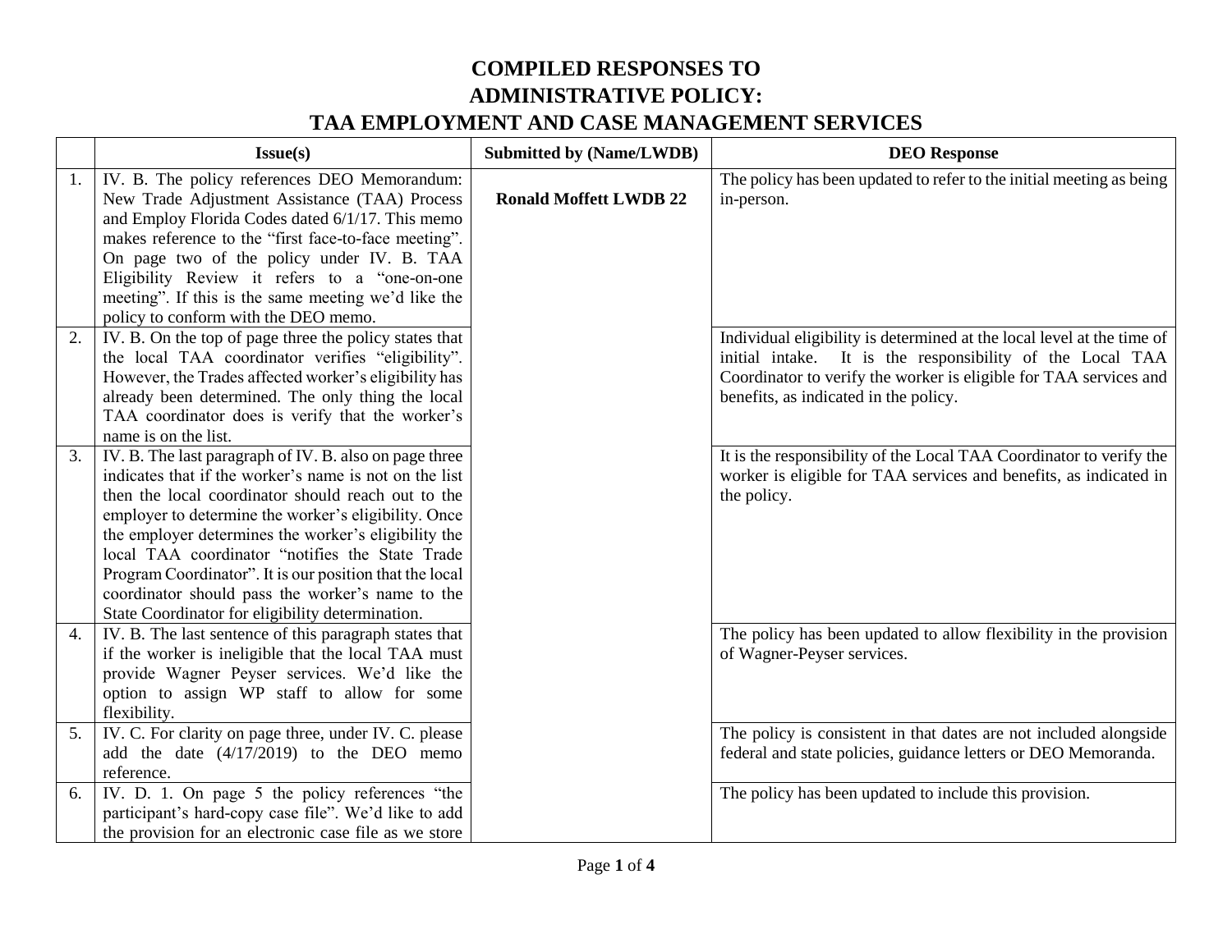# COMPILED RESPONSES TO ADMINISTRATIVE POLICY: TAA EMPLOYMENT AND CASE MANAGEMENT SERVICES

| | Issue(s) | Submitted by (Name/LWDB) | DEO Response |
|---|---|---|---|
| 1. | IV. B. The policy references DEO Memorandum: New Trade Adjustment Assistance (TAA) Process and Employ Florida Codes dated 6/1/17. This memo makes reference to the "first face-to-face meeting". On page two of the policy under IV. B. TAA Eligibility Review it refers to a "one-on-one meeting". If this is the same meeting we'd like the policy to conform with the DEO memo. | **Ronald Moffett LWDB 22** | The policy has been updated to refer to the initial meeting as being in-person. |
| 2. | IV. B. On the top of page three the policy states that the local TAA coordinator verifies "eligibility". However, the Trades affected worker's eligibility has already been determined. The only thing the local TAA coordinator does is verify that the worker's name is on the list. | | Individual eligibility is determined at the local level at the time of initial intake. It is the responsibility of the Local TAA Coordinator to verify the worker is eligible for TAA services and benefits, as indicated in the policy. |
| 3. | IV. B. The last paragraph of IV. B. also on page three indicates that if the worker's name is not on the list then the local coordinator should reach out to the employer to determine the worker's eligibility. Once the employer determines the worker's eligibility the local TAA coordinator "notifies the State Trade Program Coordinator". It is our position that the local coordinator should pass the worker's name to the State Coordinator for eligibility determination. | | It is the responsibility of the Local TAA Coordinator to verify the worker is eligible for TAA services and benefits, as indicated in the policy. |
| 4. | IV. B. The last sentence of this paragraph states that if the worker is ineligible that the local TAA must provide Wagner Peyser services. We'd like the option to assign WP staff to allow for some flexibility. | | The policy has been updated to allow flexibility in the provision of Wagner-Peyser services. |
| 5. | IV. C. For clarity on page three, under IV. C. please add the date (4/17/2019) to the DEO memo reference. | | The policy is consistent in that dates are not included alongside federal and state policies, guidance letters or DEO Memoranda. |
| 6. | IV. D. 1. On page 5 the policy references "the participant's hard-copy case file". We'd like to add the provision for an electronic case file as we store | | The policy has been updated to include this provision. |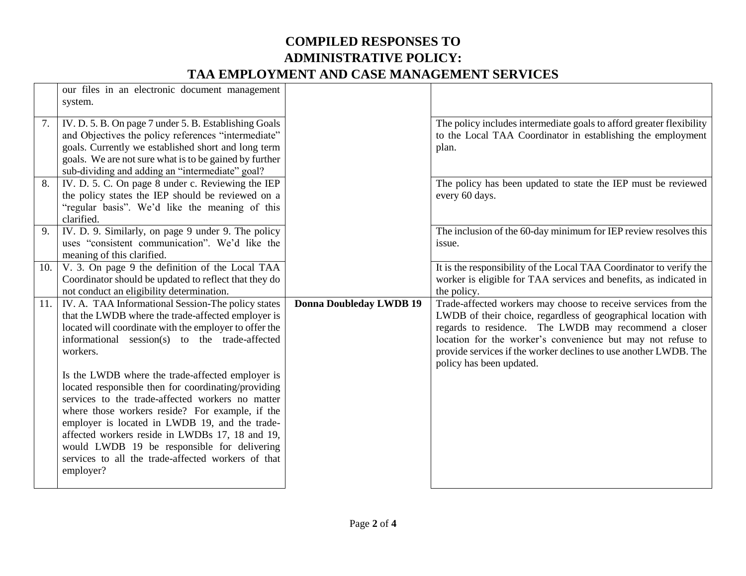# COMPILED RESPONSES TO ADMINISTRATIVE POLICY: TAA EMPLOYMENT AND CASE MANAGEMENT SERVICES

| | | | |
|---|---|---|---|
| | our files in an electronic document management system. | | |
| 7. | IV. D. 5. B. On page 7 under 5. B. Establishing Goals and Objectives the policy references "intermediate" goals. Currently we established short and long term goals. We are not sure what is to be gained by further sub-dividing and adding an "intermediate" goal? | | The policy includes intermediate goals to afford greater flexibility to the Local TAA Coordinator in establishing the employment plan. |
| 8. | IV. D. 5. C. On page 8 under c. Reviewing the IEP the policy states the IEP should be reviewed on a "regular basis". We'd like the meaning of this clarified. | | The policy has been updated to state the IEP must be reviewed every 60 days. |
| 9. | IV. D. 9. Similarly, on page 9 under 9. The policy uses "consistent communication". We'd like the meaning of this clarified. | | The inclusion of the 60-day minimum for IEP review resolves this issue. |
| 10. | V. 3. On page 9 the definition of the Local TAA Coordinator should be updated to reflect that they do not conduct an eligibility determination. | | It is the responsibility of the Local TAA Coordinator to verify the worker is eligible for TAA services and benefits, as indicated in the policy. |
| 11. | IV. A. TAA Informational Session-The policy states that the LWDB where the trade-affected employer is located will coordinate with the employer to offer the informational session(s) to the trade-affected workers.<br><br>Is the LWDB where the trade-affected employer is located responsible then for coordinating/providing services to the trade-affected workers no matter where those workers reside? For example, if the employer is located in LWDB 19, and the trade-affected workers reside in LWDBs 17, 18 and 19, would LWDB 19 be responsible for delivering services to all the trade-affected workers of that employer? | **Donna Doubleday LWDB 19** | Trade-affected workers may choose to receive services from the LWDB of their choice, regardless of geographical location with regards to residence. The LWDB may recommend a closer location for the worker's convenience but may not refuse to provide services if the worker declines to use another LWDB. The policy has been updated. |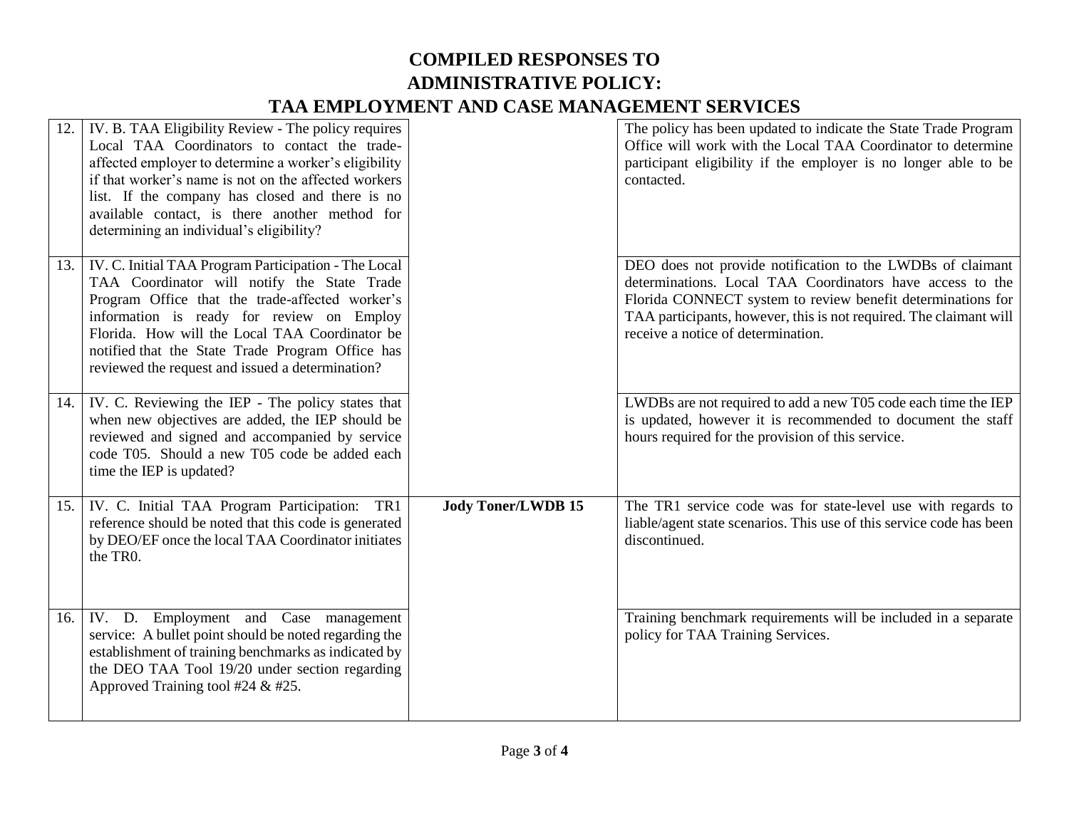# COMPILED RESPONSES TO ADMINISTRATIVE POLICY: TAA EMPLOYMENT AND CASE MANAGEMENT SERVICES

| | | | |
|---|---|---|---|
| 12. | IV. B. TAA Eligibility Review - The policy requires Local TAA Coordinators to contact the trade-affected employer to determine a worker's eligibility if that worker's name is not on the affected workers list. If the company has closed and there is no available contact, is there another method for determining an individual's eligibility? | | The policy has been updated to indicate the State Trade Program Office will work with the Local TAA Coordinator to determine participant eligibility if the employer is no longer able to be contacted. |
| 13. | IV. C. Initial TAA Program Participation - The Local TAA Coordinator will notify the State Trade Program Office that the trade-affected worker's information is ready for review on Employ Florida. How will the Local TAA Coordinator be notified that the State Trade Program Office has reviewed the request and issued a determination? | | DEO does not provide notification to the LWDBs of claimant determinations. Local TAA Coordinators have access to the Florida CONNECT system to review benefit determinations for TAA participants, however, this is not required. The claimant will receive a notice of determination. |
| 14. | IV. C. Reviewing the IEP - The policy states that when new objectives are added, the IEP should be reviewed and signed and accompanied by service code T05. Should a new T05 code be added each time the IEP is updated? | | LWDBs are not required to add a new T05 code each time the IEP is updated, however it is recommended to document the staff hours required for the provision of this service. |
| 15. | IV. C. Initial TAA Program Participation: TR1 reference should be noted that this code is generated by DEO/EF once the local TAA Coordinator initiates the TR0. | **Jody Toner/LWDB 15** | The TR1 service code was for state-level use with regards to liable/agent state scenarios. This use of this service code has been discontinued. |
| 16. | IV. D. Employment and Case management service: A bullet point should be noted regarding the establishment of training benchmarks as indicated by the DEO TAA Tool 19/20 under section regarding Approved Training tool #24 & #25. | | Training benchmark requirements will be included in a separate policy for TAA Training Services. |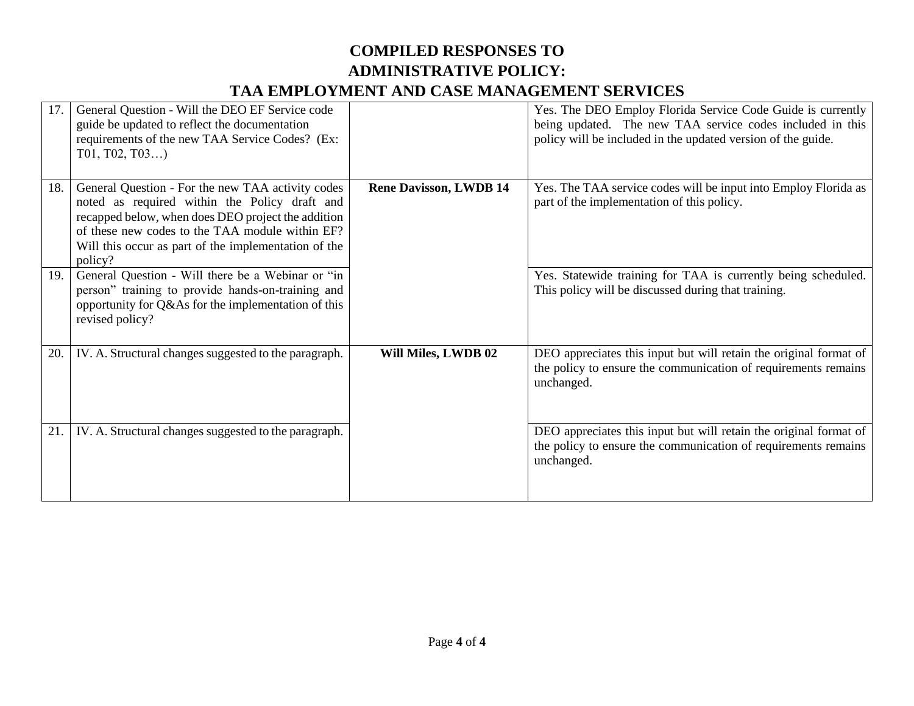# COMPILED RESPONSES TO ADMINISTRATIVE POLICY: TAA EMPLOYMENT AND CASE MANAGEMENT SERVICES

| | | | |
|---|---|---|---|
| 17. | General Question - Will the DEO EF Service code guide be updated to reflect the documentation requirements of the new TAA Service Codes? (Ex: T01, T02, T03…) | | Yes. The DEO Employ Florida Service Code Guide is currently being updated. The new TAA service codes included in this policy will be included in the updated version of the guide. |
| 18. | General Question - For the new TAA activity codes noted as required within the Policy draft and recapped below, when does DEO project the addition of these new codes to the TAA module within EF? Will this occur as part of the implementation of the policy? | **Rene Davisson, LWDB 14** | Yes. The TAA service codes will be input into Employ Florida as part of the implementation of this policy. |
| 19. | General Question - Will there be a Webinar or "in person" training to provide hands-on-training and opportunity for Q&As for the implementation of this revised policy? | | Yes. Statewide training for TAA is currently being scheduled. This policy will be discussed during that training. |
| 20. | IV. A. Structural changes suggested to the paragraph. | **Will Miles, LWDB 02** | DEO appreciates this input but will retain the original format of the policy to ensure the communication of requirements remains unchanged. |
| 21. | IV. A. Structural changes suggested to the paragraph. | | DEO appreciates this input but will retain the original format of the policy to ensure the communication of requirements remains unchanged. |